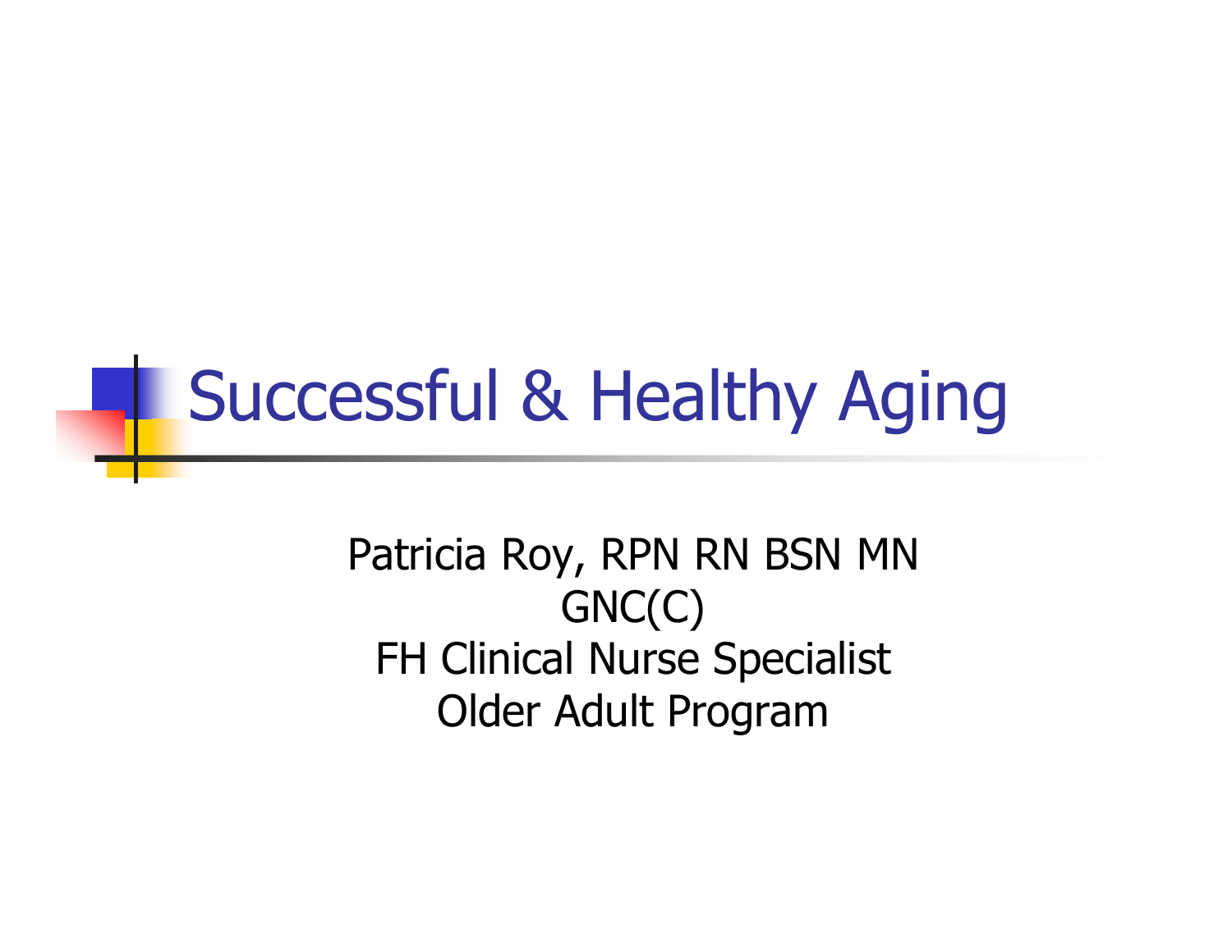# Successful & Healthy Aging

Patricia Roy, RPN RN BSN MN
GNC(C)
FH Clinical Nurse Specialist
Older Adult Program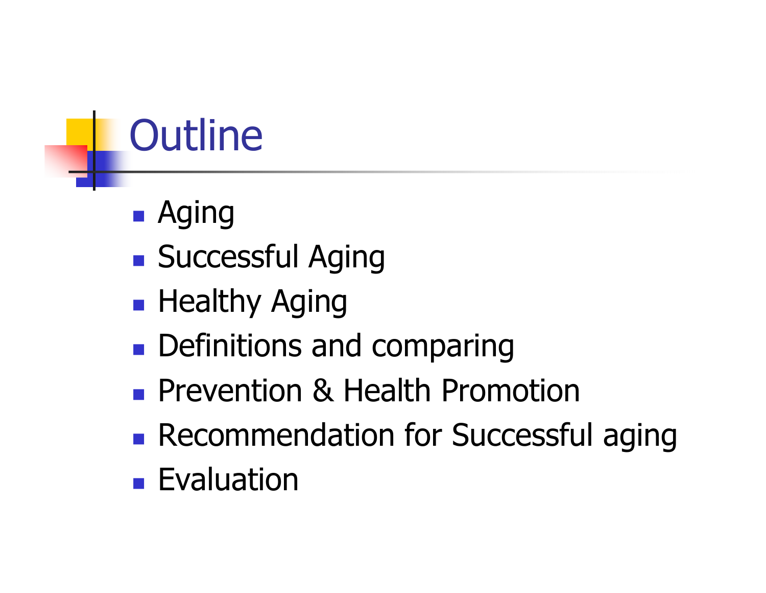# Outline

- Aging
- Successful Aging
- Healthy Aging
- Definitions and comparing
- Prevention & Health Promotion
- Recommendation for Successful aging
- Evaluation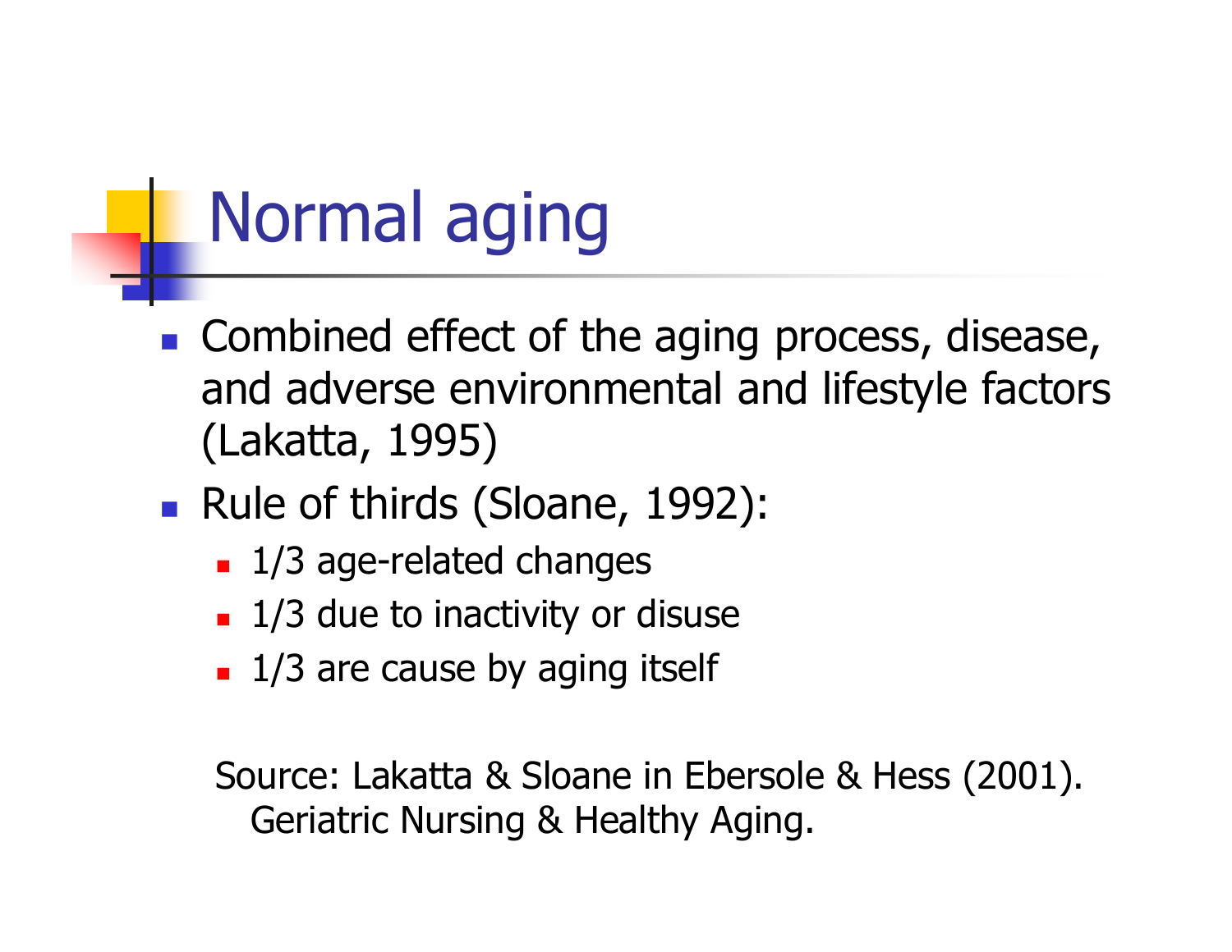# Normal aging

- Combined effect of the aging process, disease, and adverse environmental and lifestyle factors (Lakatta, 1995)
- Rule of thirds (Sloane, 1992):
  - 1/3 age-related changes
  - 1/3 due to inactivity or disuse
  - 1/3 are cause by aging itself

Source: Lakatta & Sloane in Ebersole & Hess (2001). Geriatric Nursing & Healthy Aging.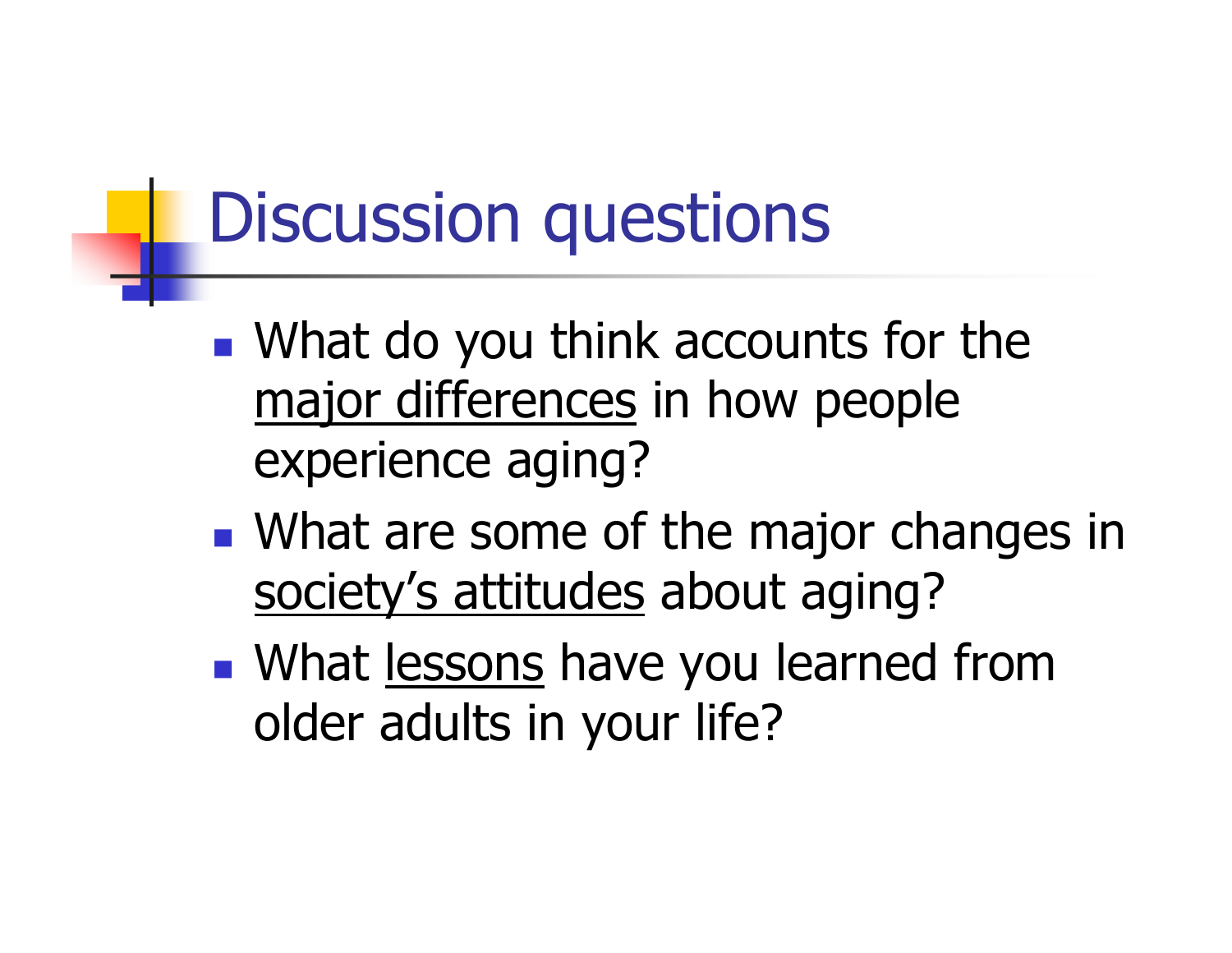# Discussion questions

- What do you think accounts for the <u>major differences</u> in how people experience aging?
- What are some of the major changes in <u>society's attitudes</u> about aging?
- What <u>lessons</u> have you learned from older adults in your life?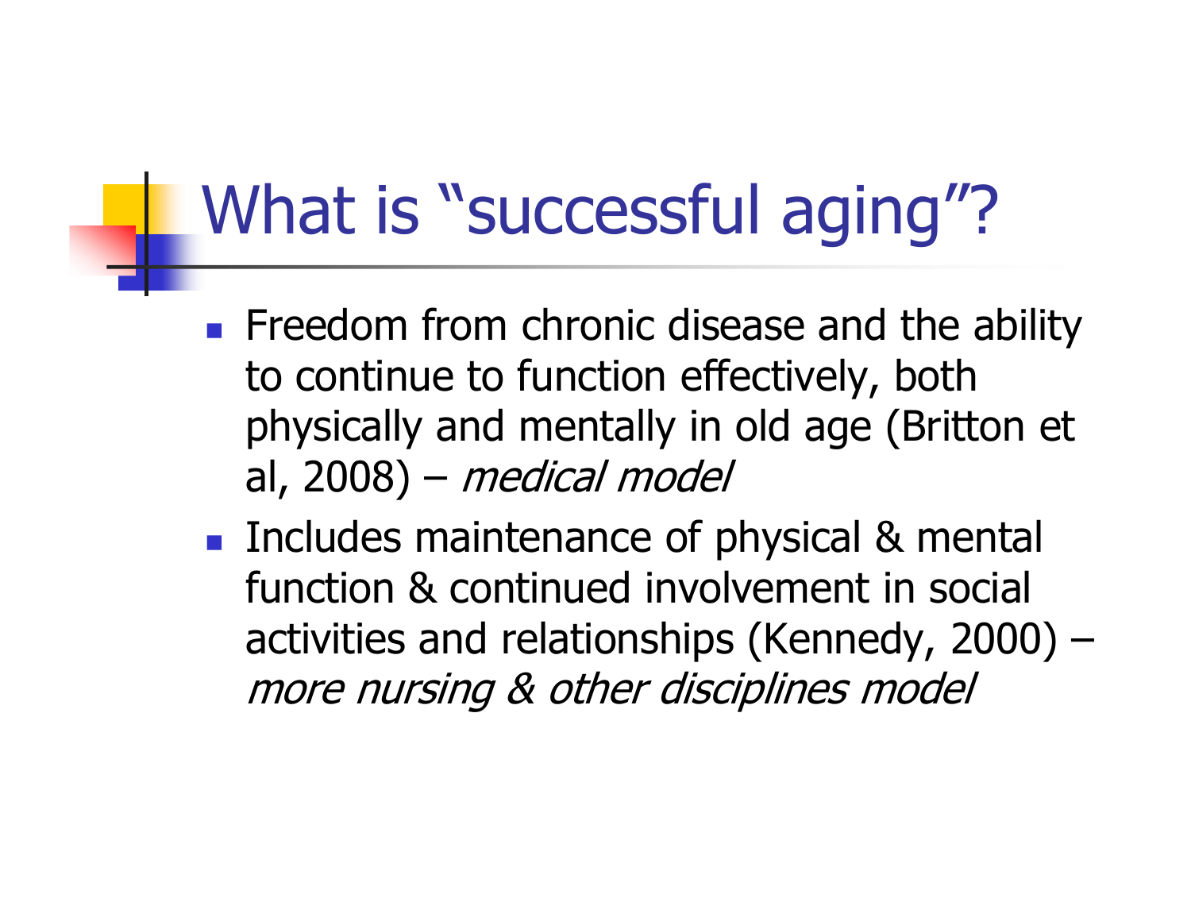# What is "successful aging"?

- Freedom from chronic disease and the ability to continue to function effectively, both physically and mentally in old age (Britton et al, 2008) – *medical model*
- Includes maintenance of physical & mental function & continued involvement in social activities and relationships (Kennedy, 2000) – *more nursing & other disciplines model*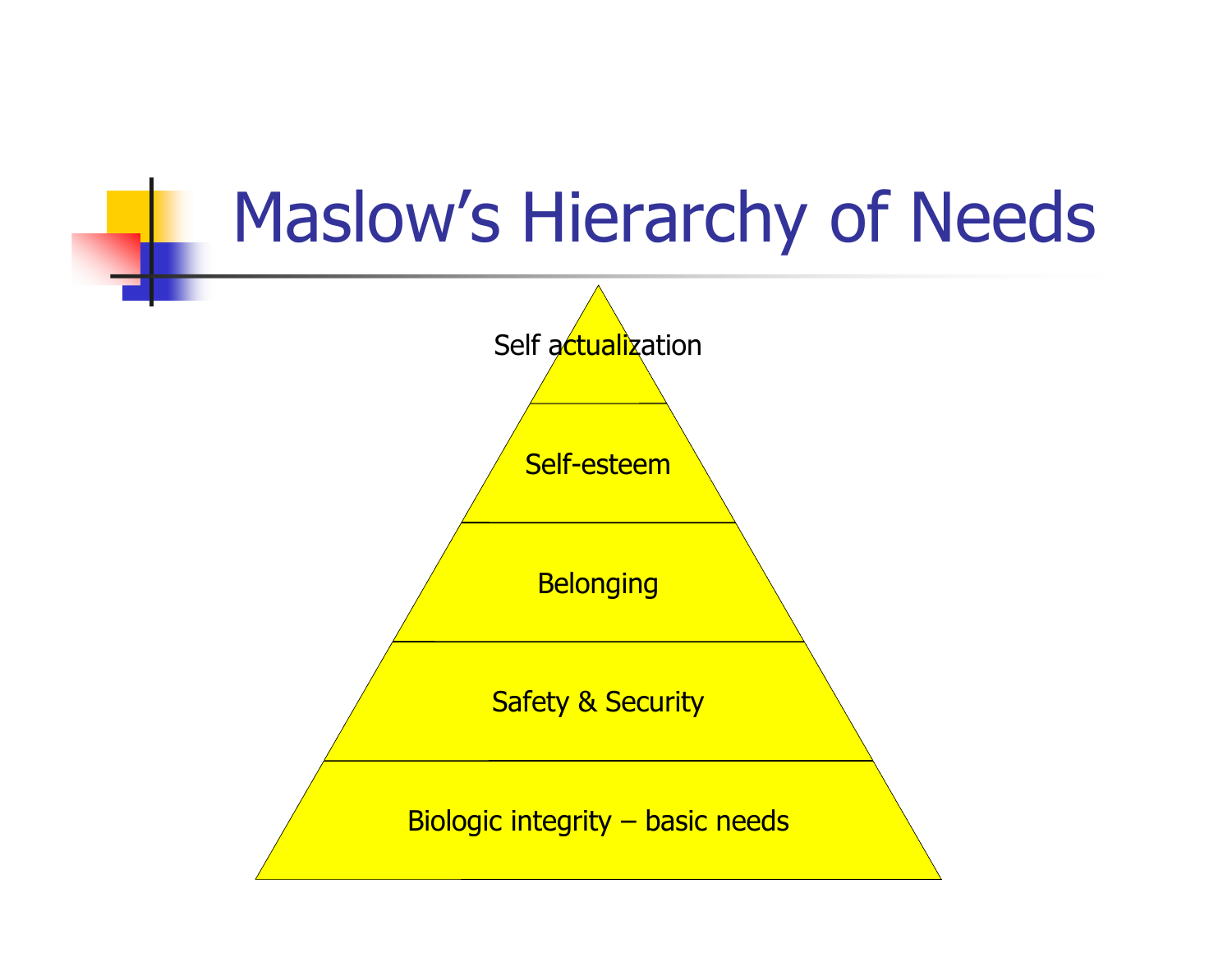# Maslow's Hierarchy of Needs

- Self actualization
- Self-esteem
- Belonging
- Safety & Security
- Biologic integrity – basic needs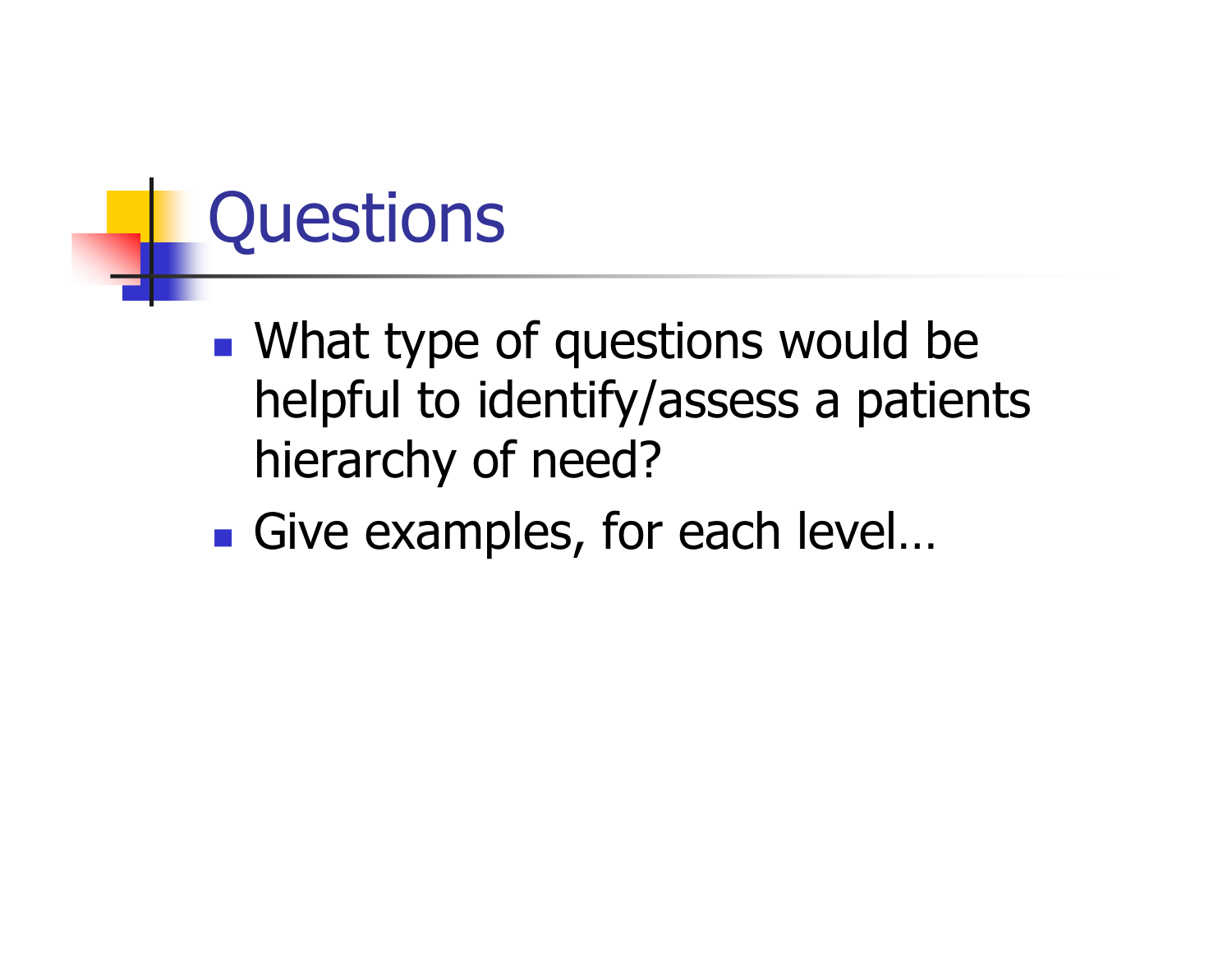# Questions

- What type of questions would be helpful to identify/assess a patients hierarchy of need?
- Give examples, for each level…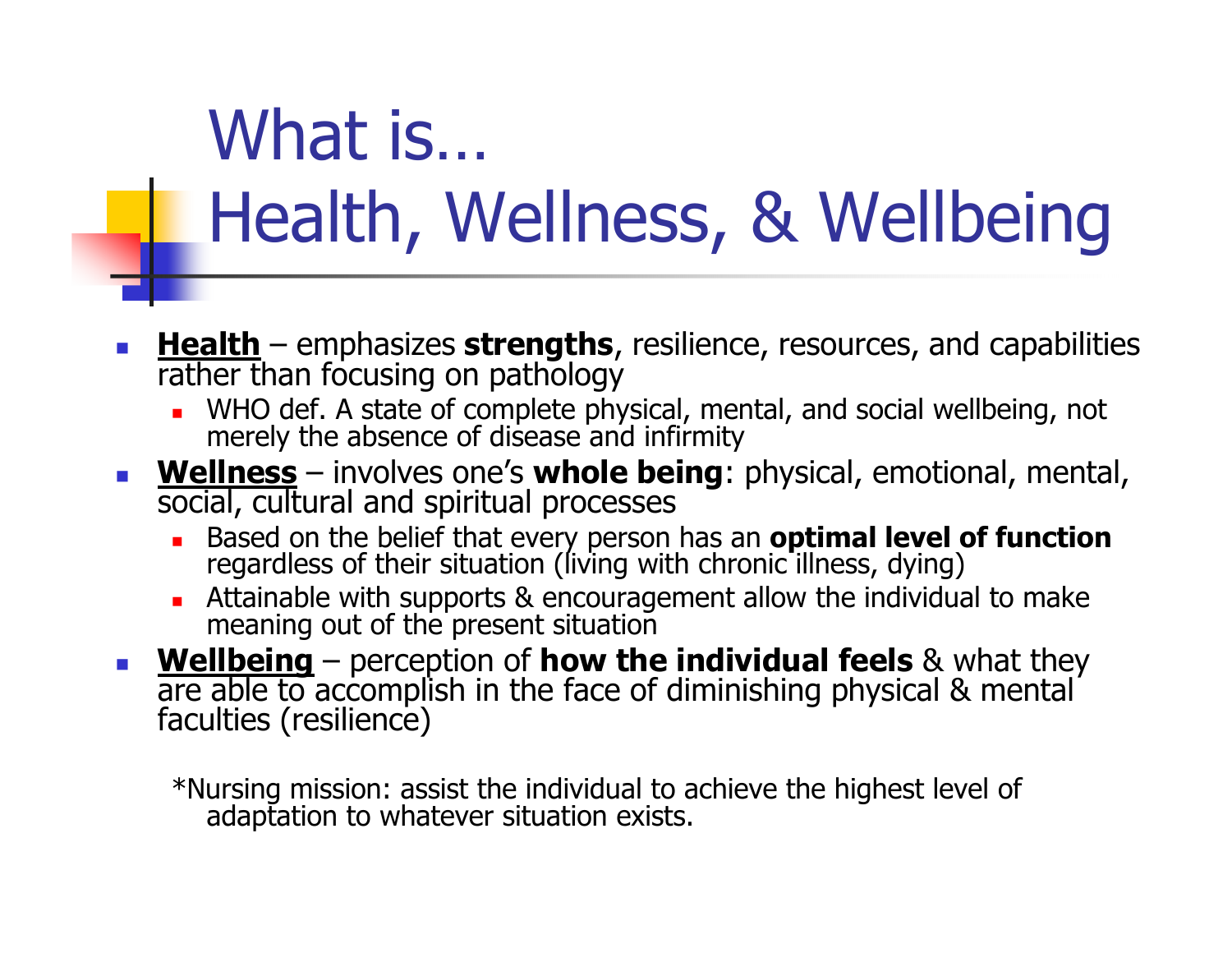# What is… Health, Wellness, & Wellbeing

- **<u>Health</u>** – emphasizes **strengths**, resilience, resources, and capabilities rather than focusing on pathology
  - WHO def. A state of complete physical, mental, and social wellbeing, not merely the absence of disease and infirmity
- **<u>Wellness</u>** – involves one's **whole being**: physical, emotional, mental, social, cultural and spiritual processes
  - Based on the belief that every person has an **optimal level of function** regardless of their situation (living with chronic illness, dying)
  - Attainable with supports & encouragement allow the individual to make meaning out of the present situation
- **<u>Wellbeing</u>** – perception of **how the individual feels** & what they are able to accomplish in the face of diminishing physical & mental faculties (resilience)

*Nursing mission: assist the individual to achieve the highest level of adaptation to whatever situation exists.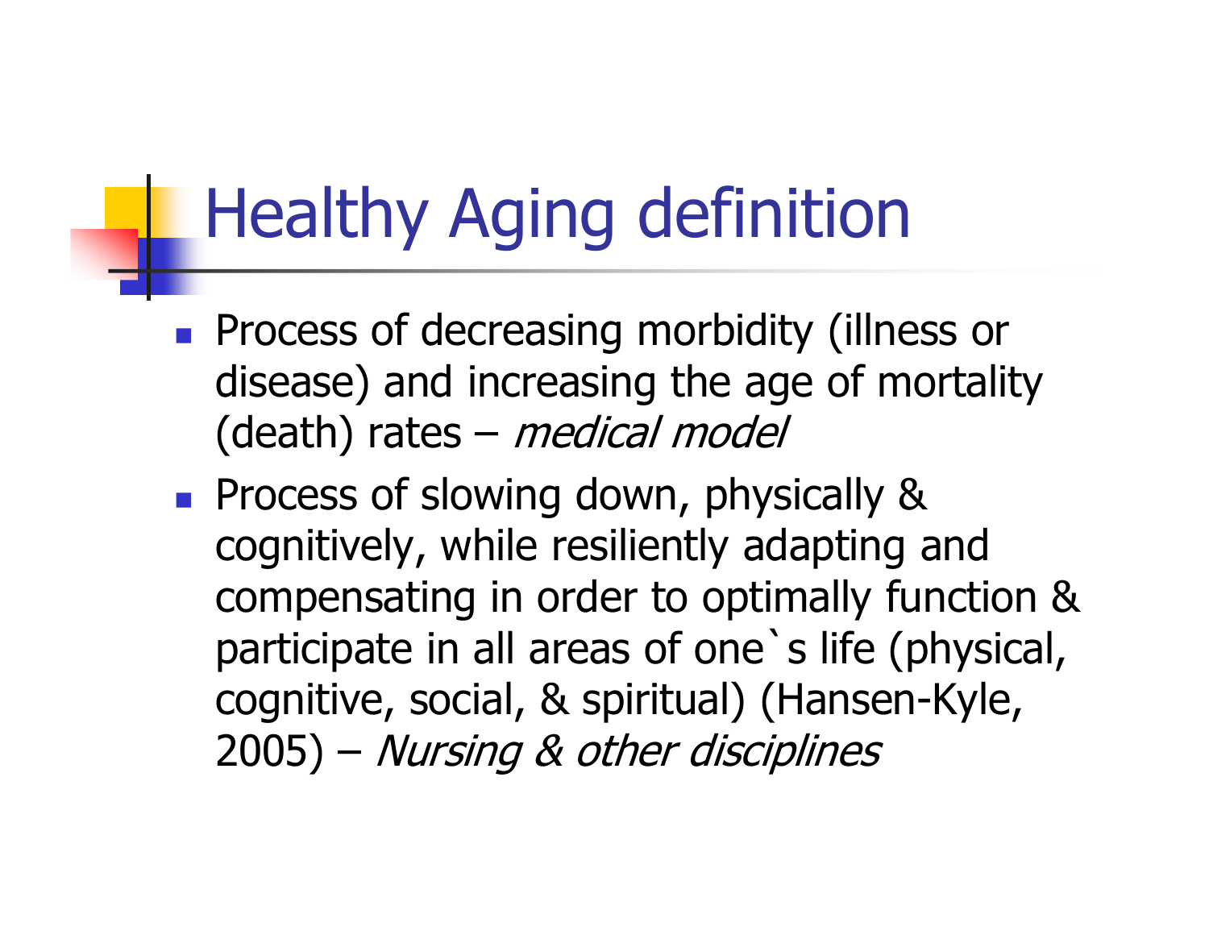# Healthy Aging definition

- Process of decreasing morbidity (illness or disease) and increasing the age of mortality (death) rates – *medical model*
- Process of slowing down, physically & cognitively, while resiliently adapting and compensating in order to optimally function & participate in all areas of one`s life (physical, cognitive, social, & spiritual) (Hansen-Kyle, 2005) – *Nursing & other disciplines*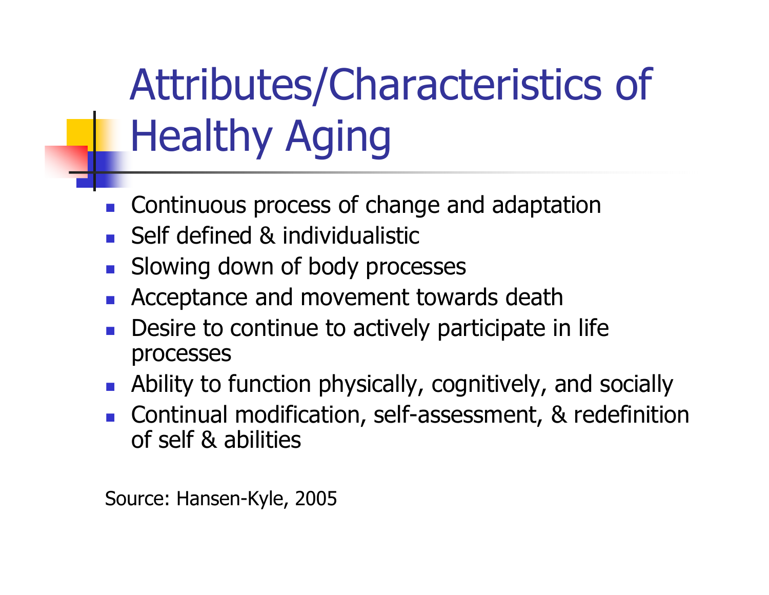# Attributes/Characteristics of Healthy Aging

- Continuous process of change and adaptation
- Self defined & individualistic
- Slowing down of body processes
- Acceptance and movement towards death
- Desire to continue to actively participate in life processes
- Ability to function physically, cognitively, and socially
- Continual modification, self-assessment, & redefinition of self & abilities

Source: Hansen-Kyle, 2005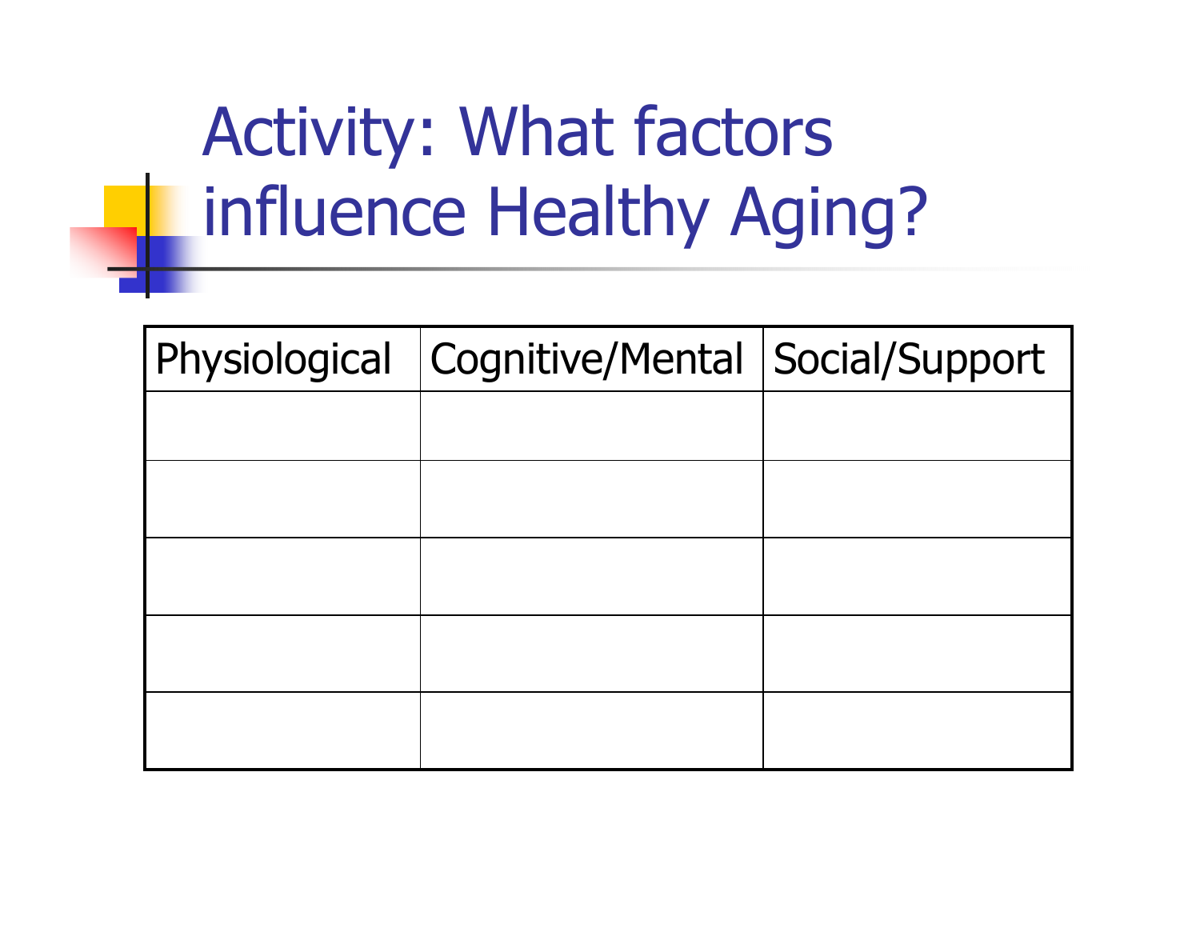# Activity: What factors influence Healthy Aging?

| Physiological | Cognitive/Mental | Social/Support |
|---|---|---|
| | | |
| | | |
| | | |
| | | |
| | | |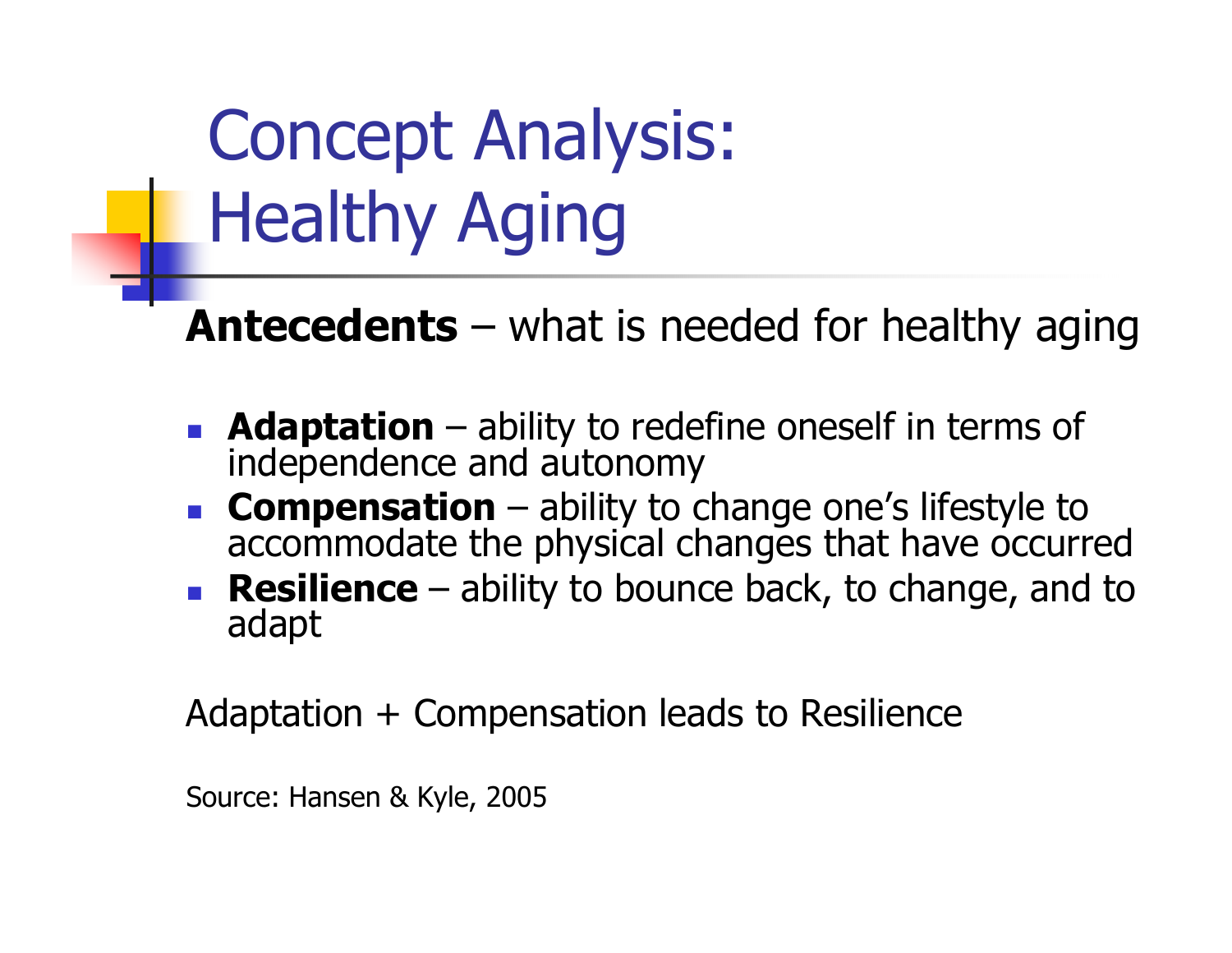# Concept Analysis: Healthy Aging

**Antecedents** – what is needed for healthy aging

- **Adaptation** – ability to redefine oneself in terms of independence and autonomy
- **Compensation** – ability to change one's lifestyle to accommodate the physical changes that have occurred
- **Resilience** – ability to bounce back, to change, and to adapt

Adaptation + Compensation leads to Resilience

Source: Hansen & Kyle, 2005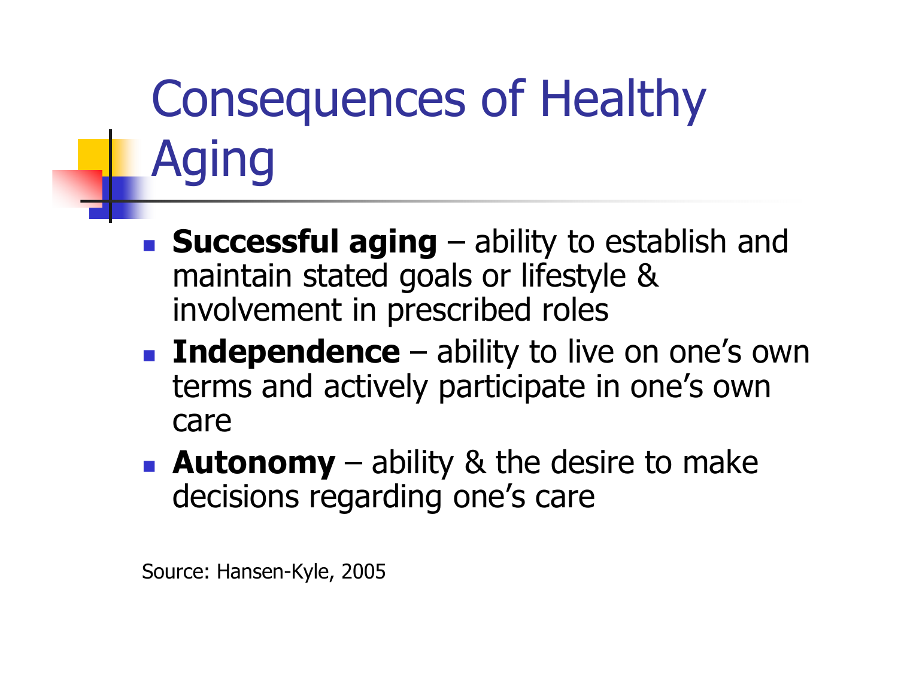# Consequences of Healthy Aging

- **Successful aging** – ability to establish and maintain stated goals or lifestyle & involvement in prescribed roles
- **Independence** – ability to live on one's own terms and actively participate in one's own care
- **Autonomy** – ability & the desire to make decisions regarding one's care

Source: Hansen-Kyle, 2005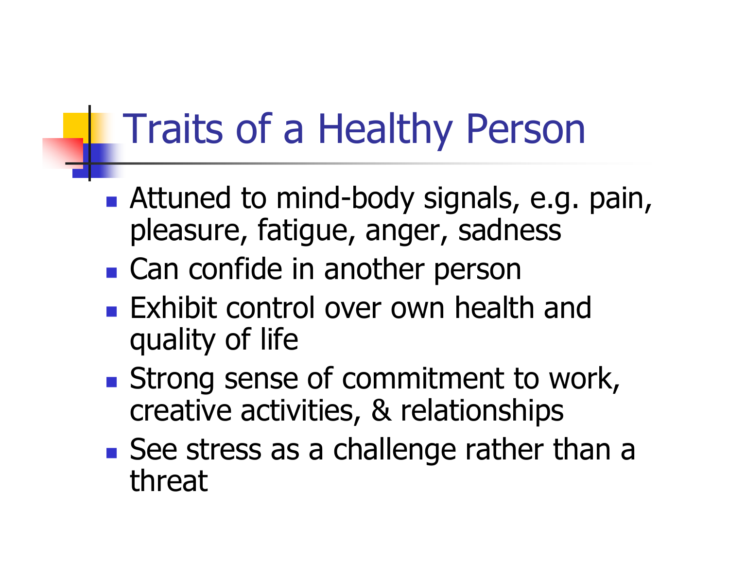# Traits of a Healthy Person

- Attuned to mind-body signals, e.g. pain, pleasure, fatigue, anger, sadness
- Can confide in another person
- Exhibit control over own health and quality of life
- Strong sense of commitment to work, creative activities, & relationships
- See stress as a challenge rather than a threat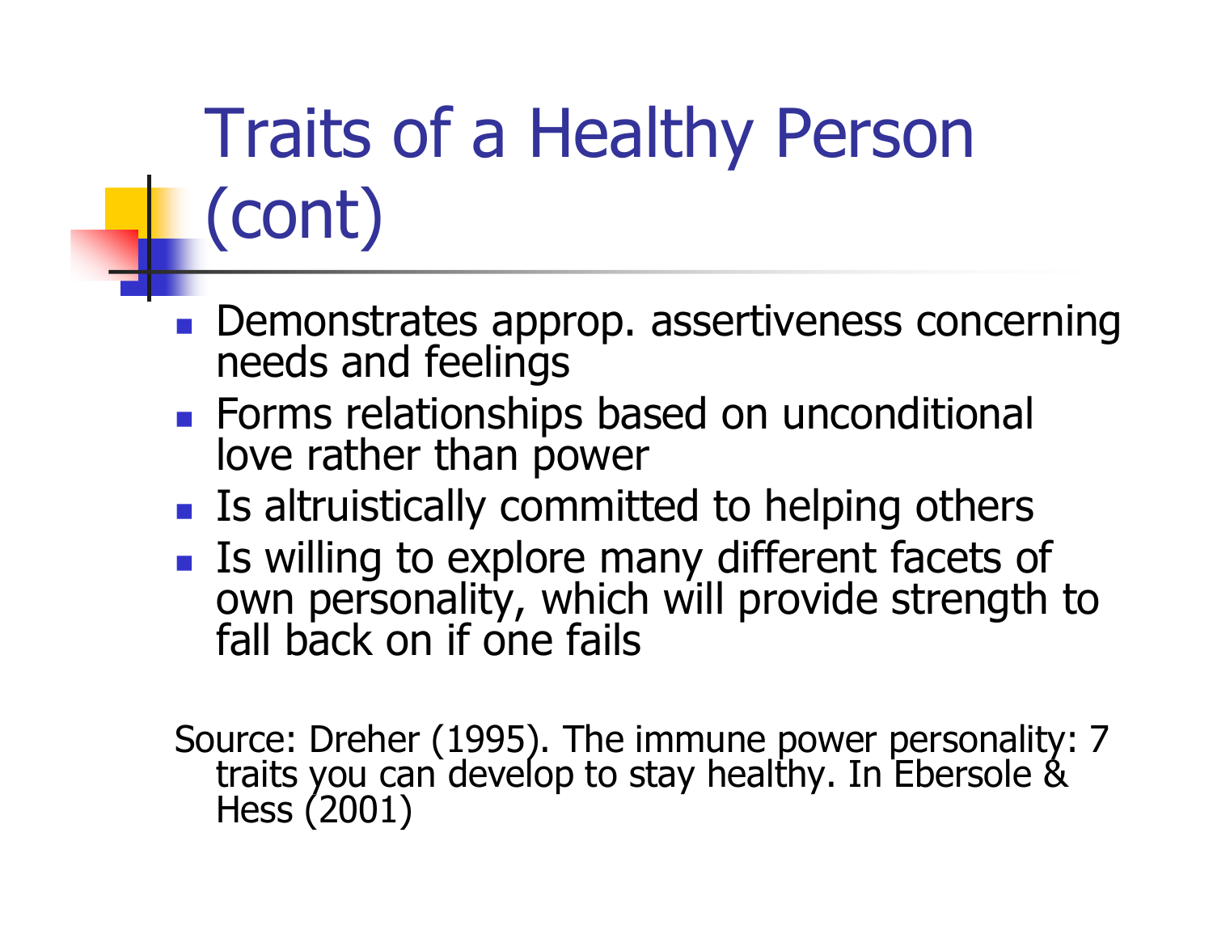# Traits of a Healthy Person (cont)

- Demonstrates approp. assertiveness concerning needs and feelings
- Forms relationships based on unconditional love rather than power
- Is altruistically committed to helping others
- Is willing to explore many different facets of own personality, which will provide strength to fall back on if one fails

Source: Dreher (1995). The immune power personality: 7 traits you can develop to stay healthy. In Ebersole & Hess (2001)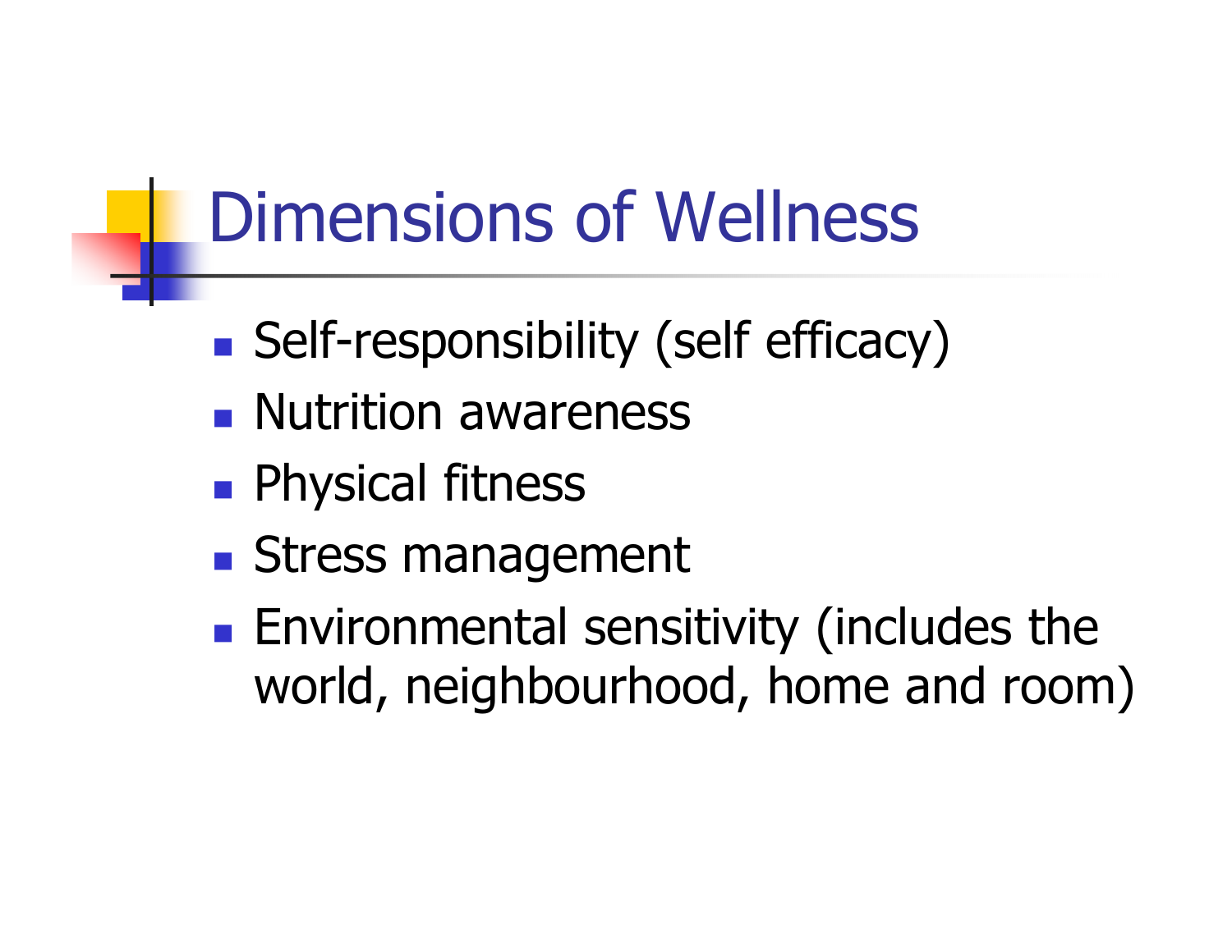# Dimensions of Wellness

- Self-responsibility (self efficacy)
- Nutrition awareness
- Physical fitness
- Stress management
- Environmental sensitivity (includes the world, neighbourhood, home and room)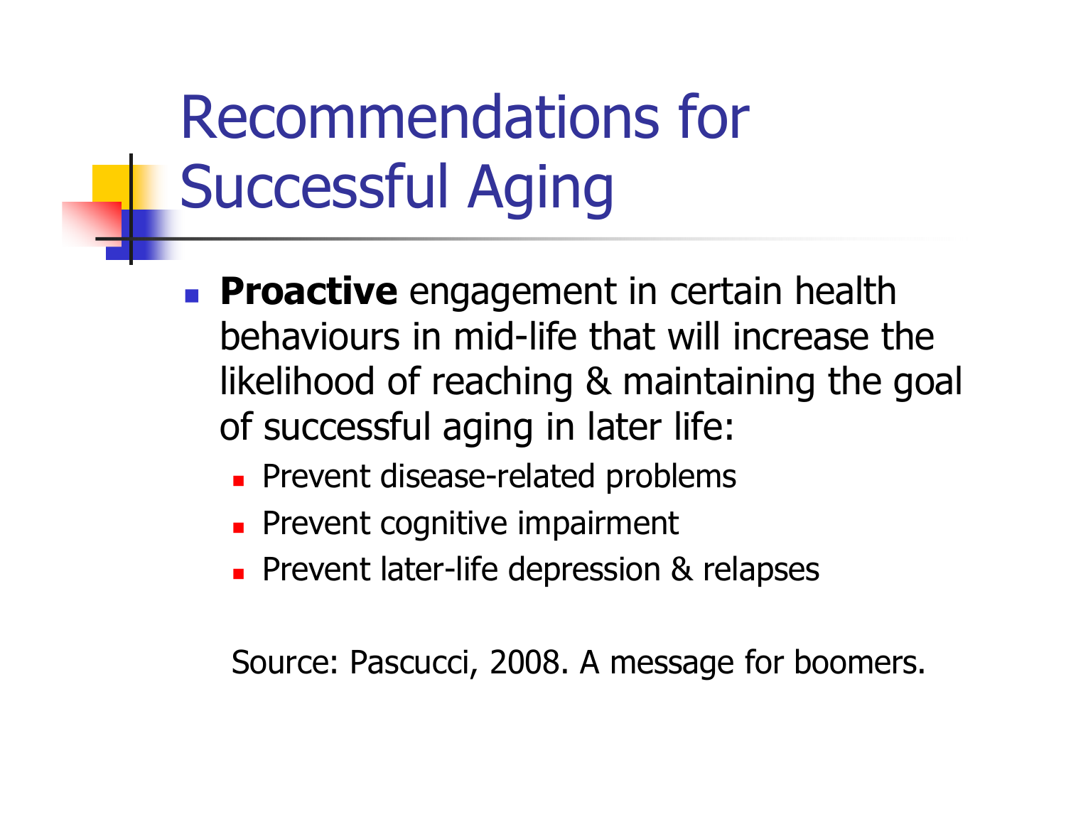# Recommendations for Successful Aging

- **Proactive** engagement in certain health behaviours in mid-life that will increase the likelihood of reaching & maintaining the goal of successful aging in later life:
  - Prevent disease-related problems
  - Prevent cognitive impairment
  - Prevent later-life depression & relapses

Source: Pascucci, 2008. A message for boomers.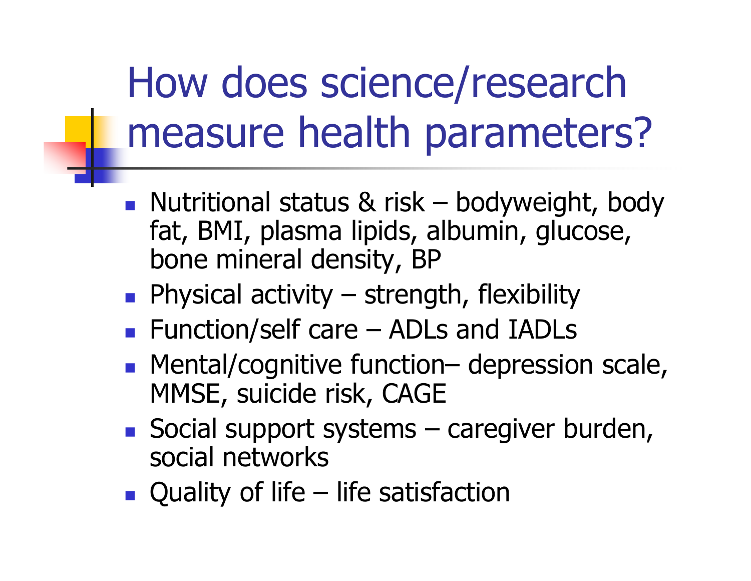# How does science/research measure health parameters?

- Nutritional status & risk – bodyweight, body fat, BMI, plasma lipids, albumin, glucose, bone mineral density, BP
- Physical activity – strength, flexibility
- Function/self care – ADLs and IADLs
- Mental/cognitive function– depression scale, MMSE, suicide risk, CAGE
- Social support systems – caregiver burden, social networks
- Quality of life – life satisfaction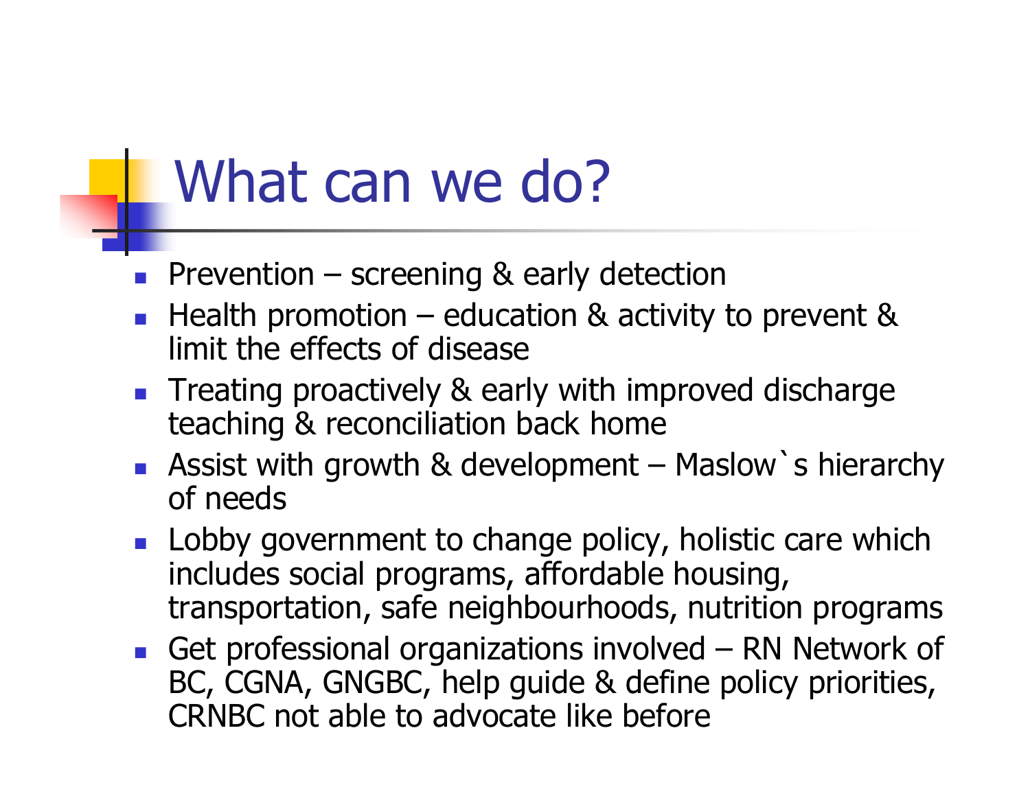# What can we do?

- Prevention – screening & early detection
- Health promotion – education & activity to prevent & limit the effects of disease
- Treating proactively & early with improved discharge teaching & reconciliation back home
- Assist with growth & development – Maslow`s hierarchy of needs
- Lobby government to change policy, holistic care which includes social programs, affordable housing, transportation, safe neighbourhoods, nutrition programs
- Get professional organizations involved – RN Network of BC, CGNA, GNGBC, help guide & define policy priorities, CRNBC not able to advocate like before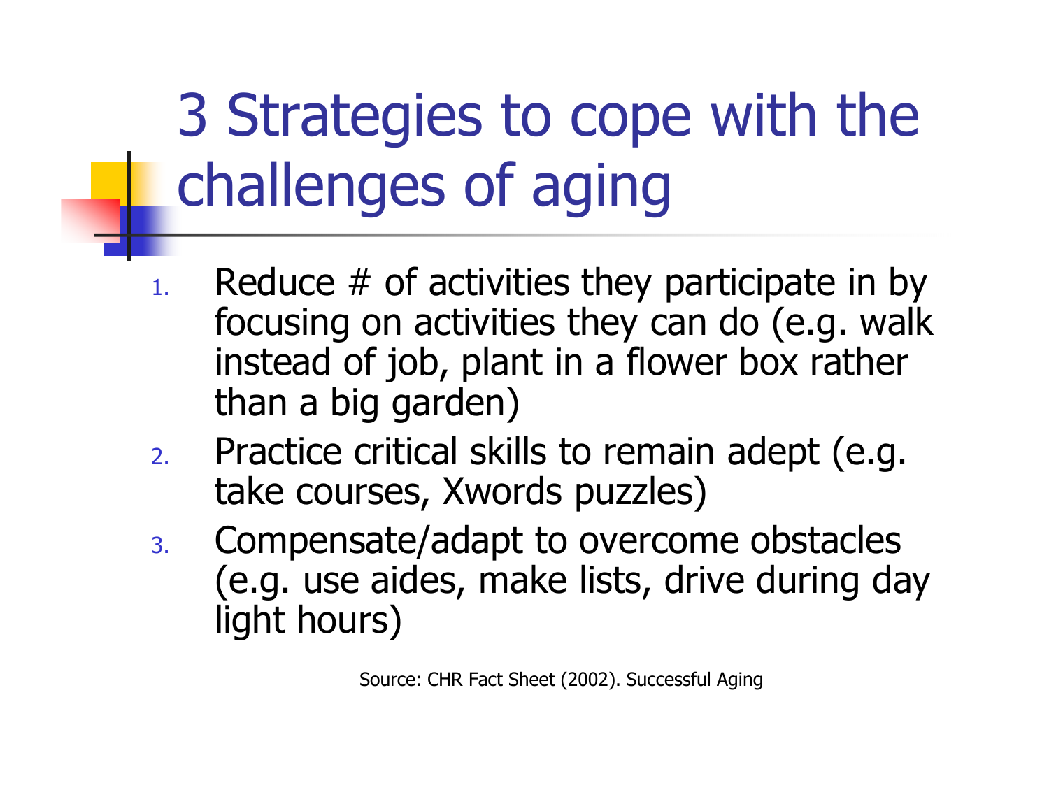# 3 Strategies to cope with the challenges of aging

1. Reduce # of activities they participate in by focusing on activities they can do (e.g. walk instead of job, plant in a flower box rather than a big garden)
2. Practice critical skills to remain adept (e.g. take courses, Xwords puzzles)
3. Compensate/adapt to overcome obstacles (e.g. use aides, make lists, drive during day light hours)

Source: CHR Fact Sheet (2002). Successful Aging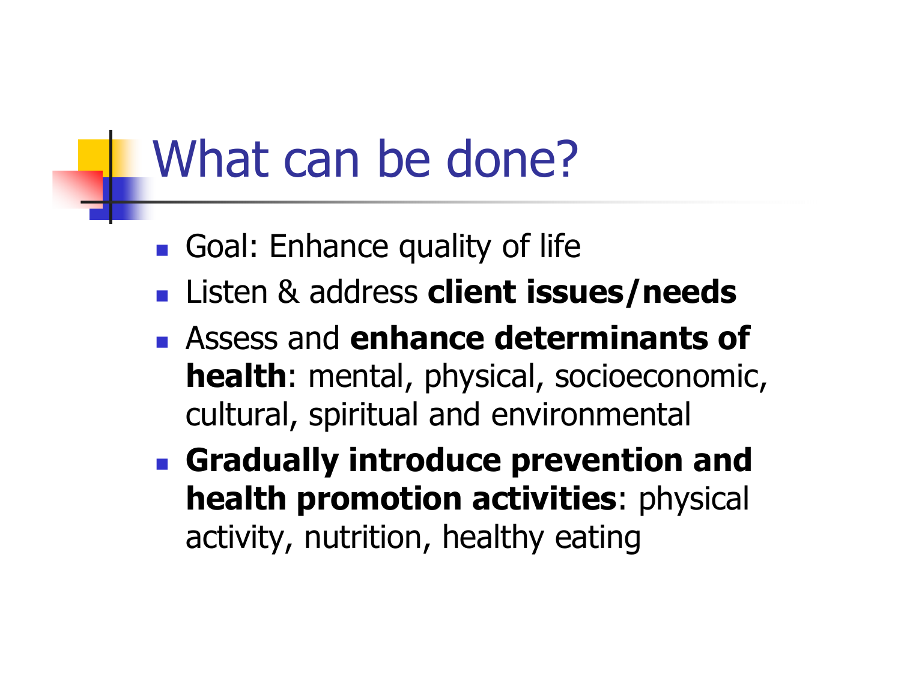# What can be done?

- Goal: Enhance quality of life
- Listen & address **client issues/needs**
- Assess and **enhance determinants of health**: mental, physical, socioeconomic, cultural, spiritual and environmental
- **Gradually introduce prevention and health promotion activities**: physical activity, nutrition, healthy eating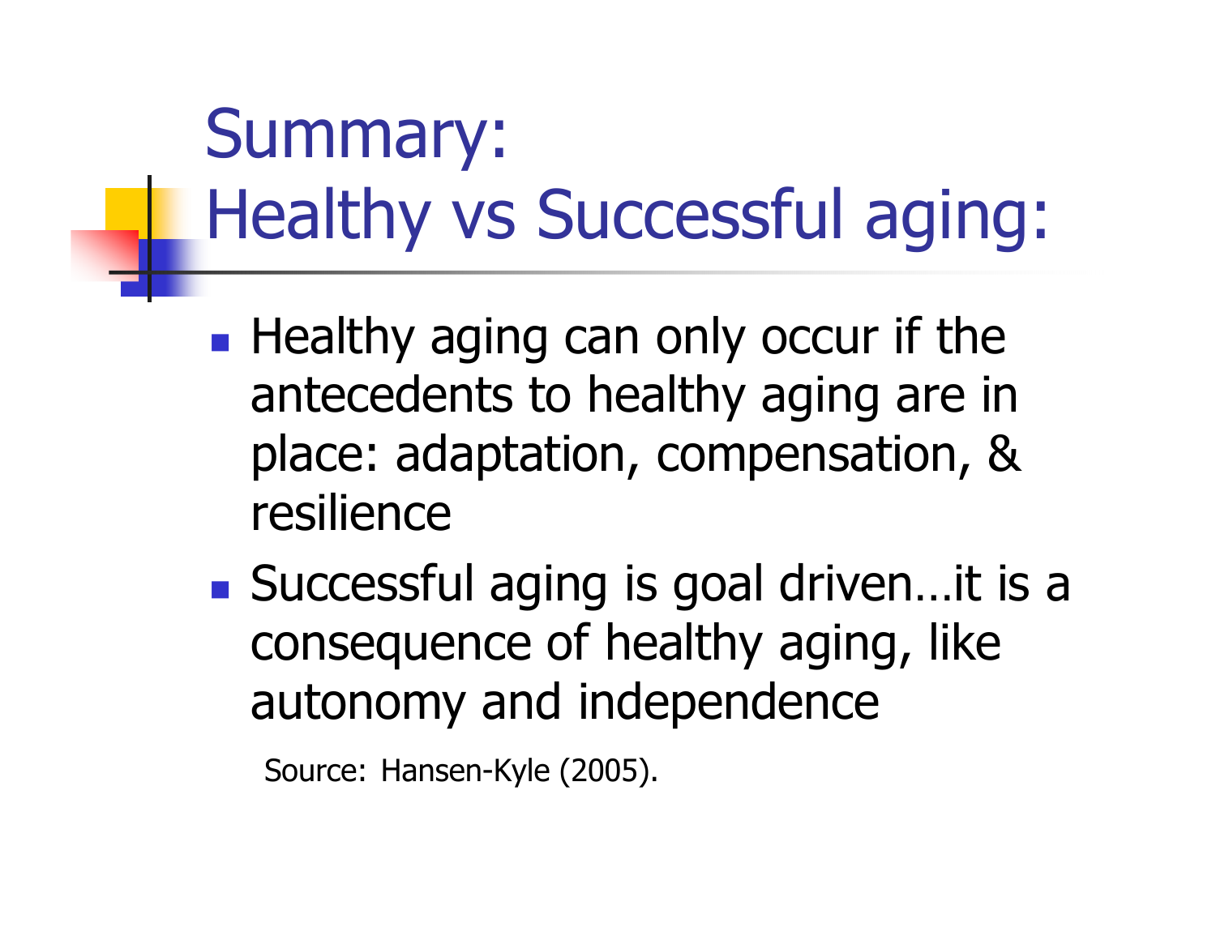# Summary: Healthy vs Successful aging:

- Healthy aging can only occur if the antecedents to healthy aging are in place: adaptation, compensation, & resilience
- Successful aging is goal driven…it is a consequence of healthy aging, like autonomy and independence

Source: Hansen-Kyle (2005).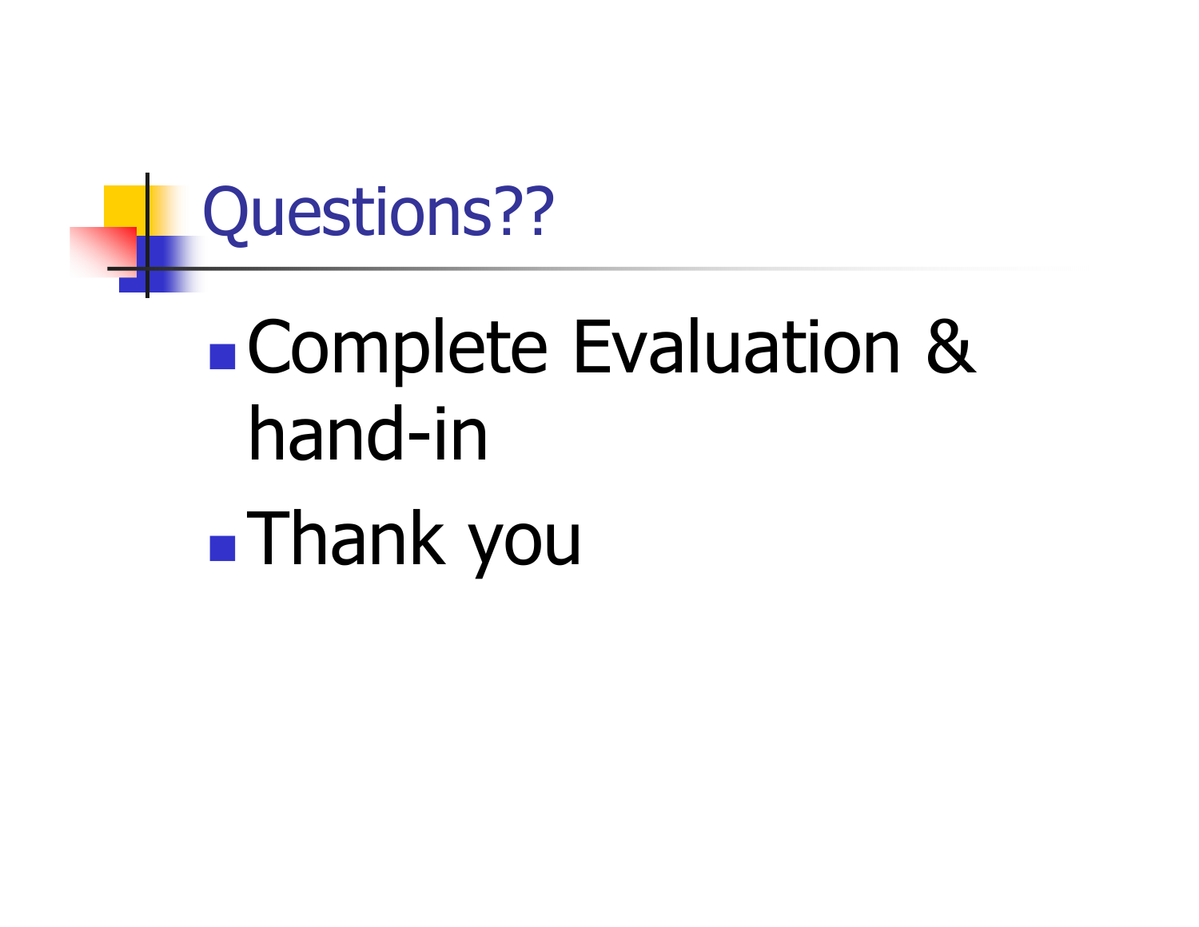# Questions??

- Complete Evaluation & hand-in
- Thank you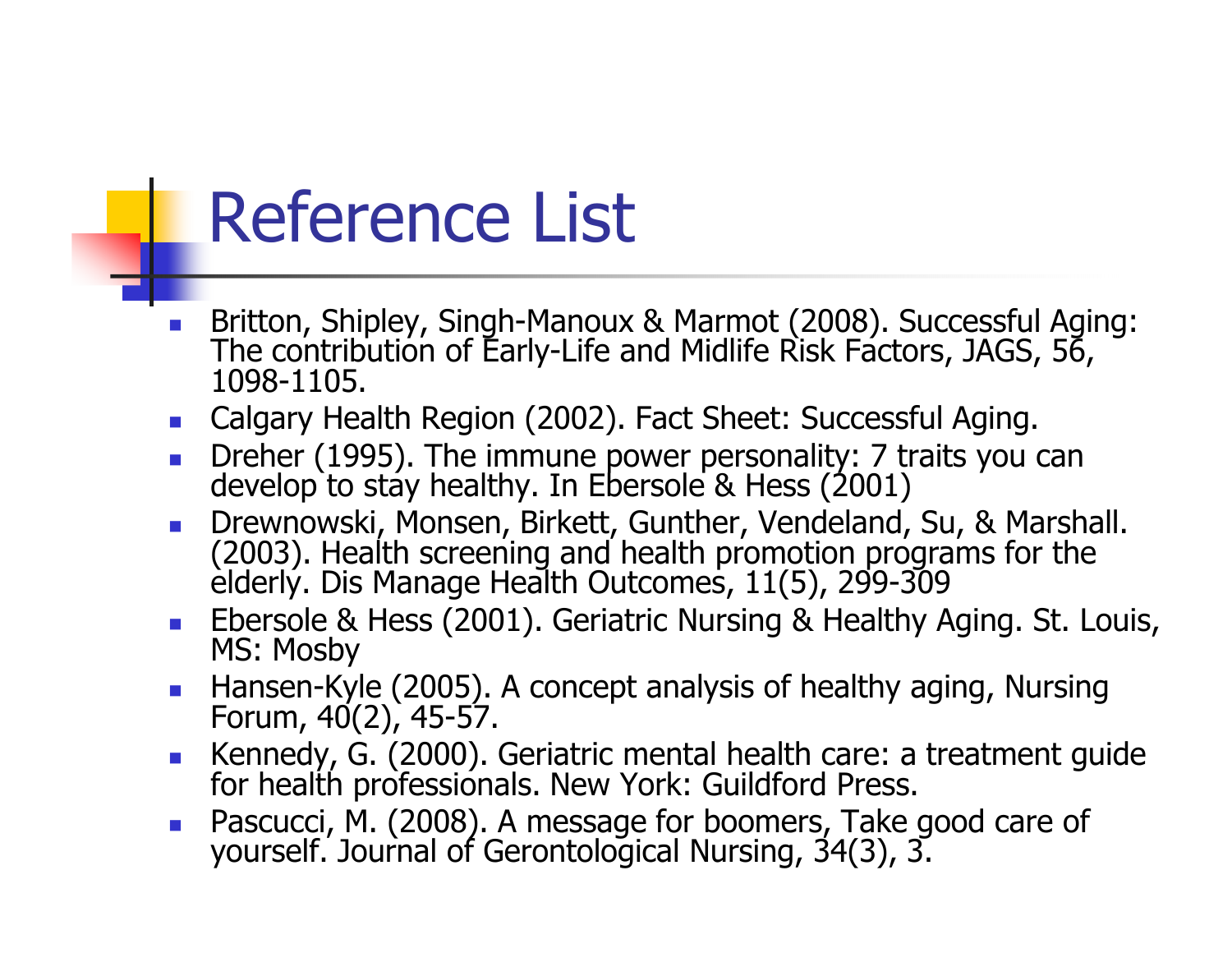# Reference List

- Britton, Shipley, Singh-Manoux & Marmot (2008). Successful Aging: The contribution of Early-Life and Midlife Risk Factors, JAGS, 56, 1098-1105.
- Calgary Health Region (2002). Fact Sheet: Successful Aging.
- Dreher (1995). The immune power personality: 7 traits you can develop to stay healthy. In Ebersole & Hess (2001)
- Drewnowski, Monsen, Birkett, Gunther, Vendeland, Su, & Marshall. (2003). Health screening and health promotion programs for the elderly. Dis Manage Health Outcomes, 11(5), 299-309
- Ebersole & Hess (2001). Geriatric Nursing & Healthy Aging. St. Louis, MS: Mosby
- Hansen-Kyle (2005). A concept analysis of healthy aging, Nursing Forum, 40(2), 45-57.
- Kennedy, G. (2000). Geriatric mental health care: a treatment guide for health professionals. New York: Guildford Press.
- Pascucci, M. (2008). A message for boomers, Take good care of yourself. Journal of Gerontological Nursing, 34(3), 3.